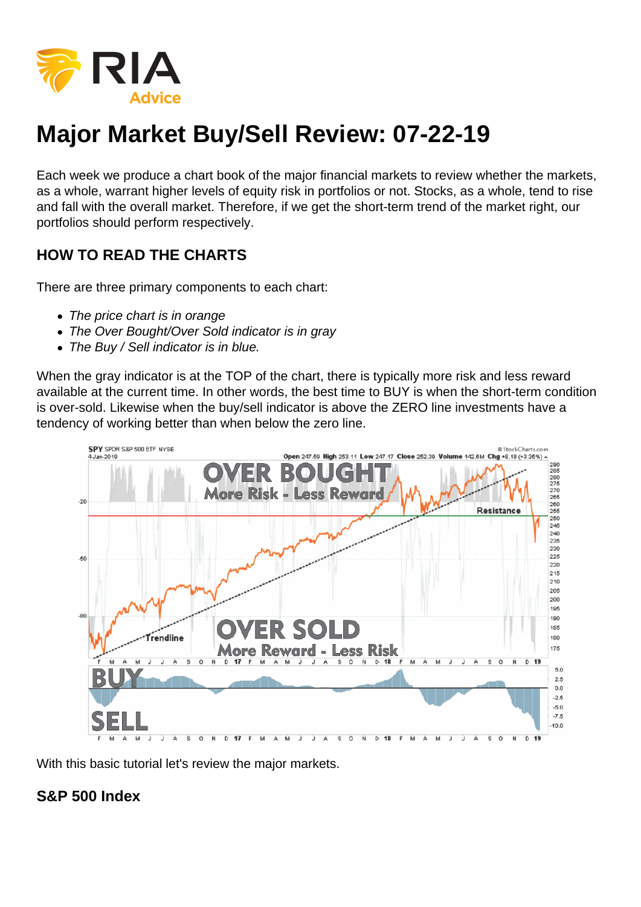# Major Market Buy/Sell Review: 07-22-19

Each week we produce a chart book of the major financial markets to review whether the markets, as a whole, warrant higher levels of equity risk in portfolios or not. Stocks, as a whole, tend to rise and fall with the overall market. Therefore, if we get the short-term trend of the market right, our portfolios should perform respectively.

## HOW TO READ THE CHARTS

There are three primary components to each chart:

- *The price chart is in orange*
- *The Over Bought/Over Sold indicator is in gray*
- *The Buy / Sell indicator is in blue.*

When the gray indicator is at the TOP of the chart, there is typically more risk and less reward available at the current time. In other words, the best time to BUY is when the short-term condition is over-sold. Likewise when the buy/sell indicator is above the ZERO line investments have a tendency of working better than when below the zero line.

With this basic tutorial let's review the major markets.

## S&P 500 Index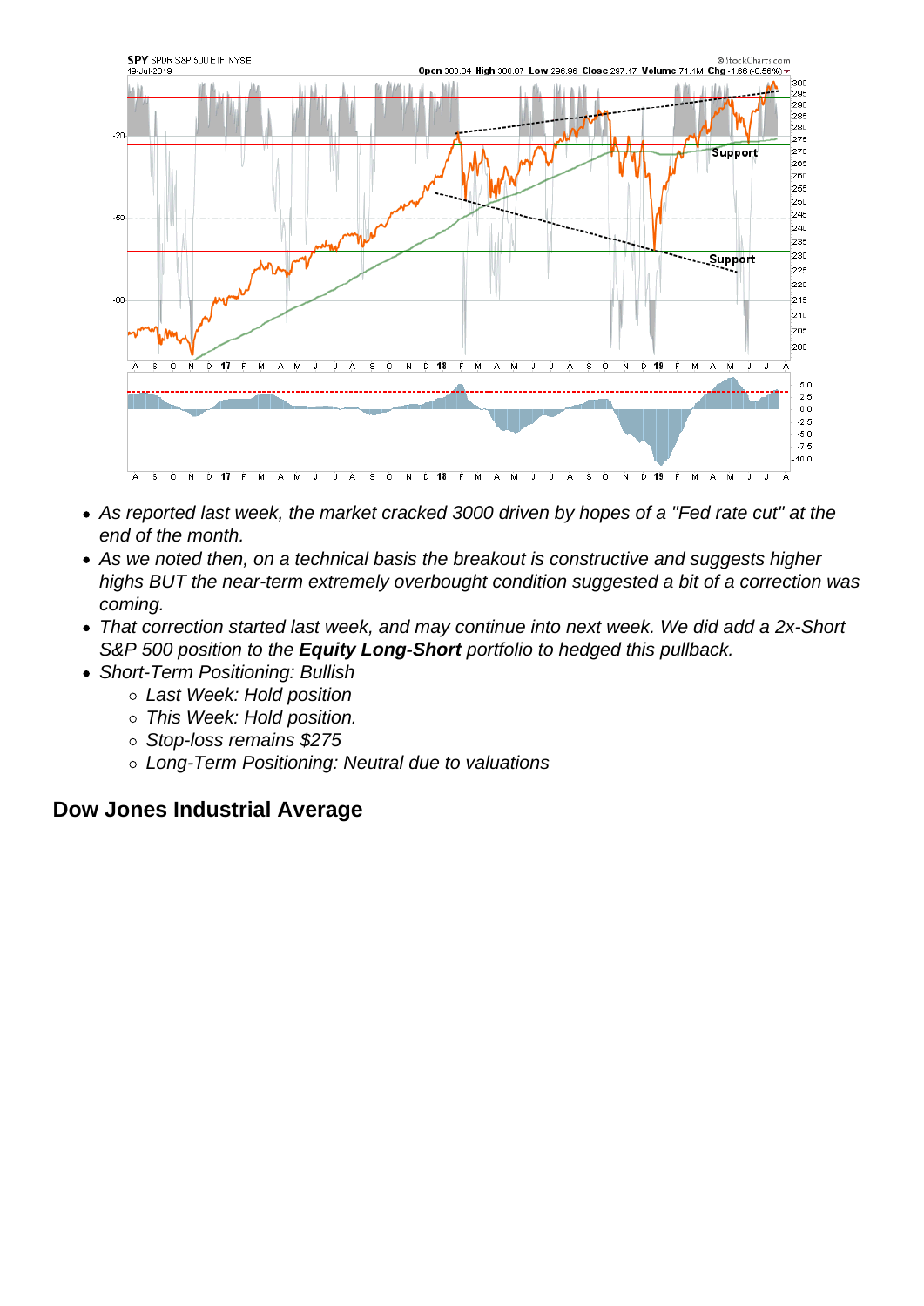- As reported last week, the market cracked 3000 driven by hopes of a "Fed rate cut" at the end of the month.
- As we noted then, on a technical basis the breakout is constructive and suggests higher highs BUT the near-term extremely overbought condition suggested a bit of a correction was coming.
- That correction started last week, and may continue into next week. We did add a 2x-Short S&P 500 position to the **Equity Long-Short** portfolio to hedged this pullback.
- Short-Term Positioning: Bullish
  - Last Week: Hold position
  - This Week: Hold position.
  - Stop-loss remains $275
  - Long-Term Positioning: Neutral due to valuations

## Dow Jones Industrial Average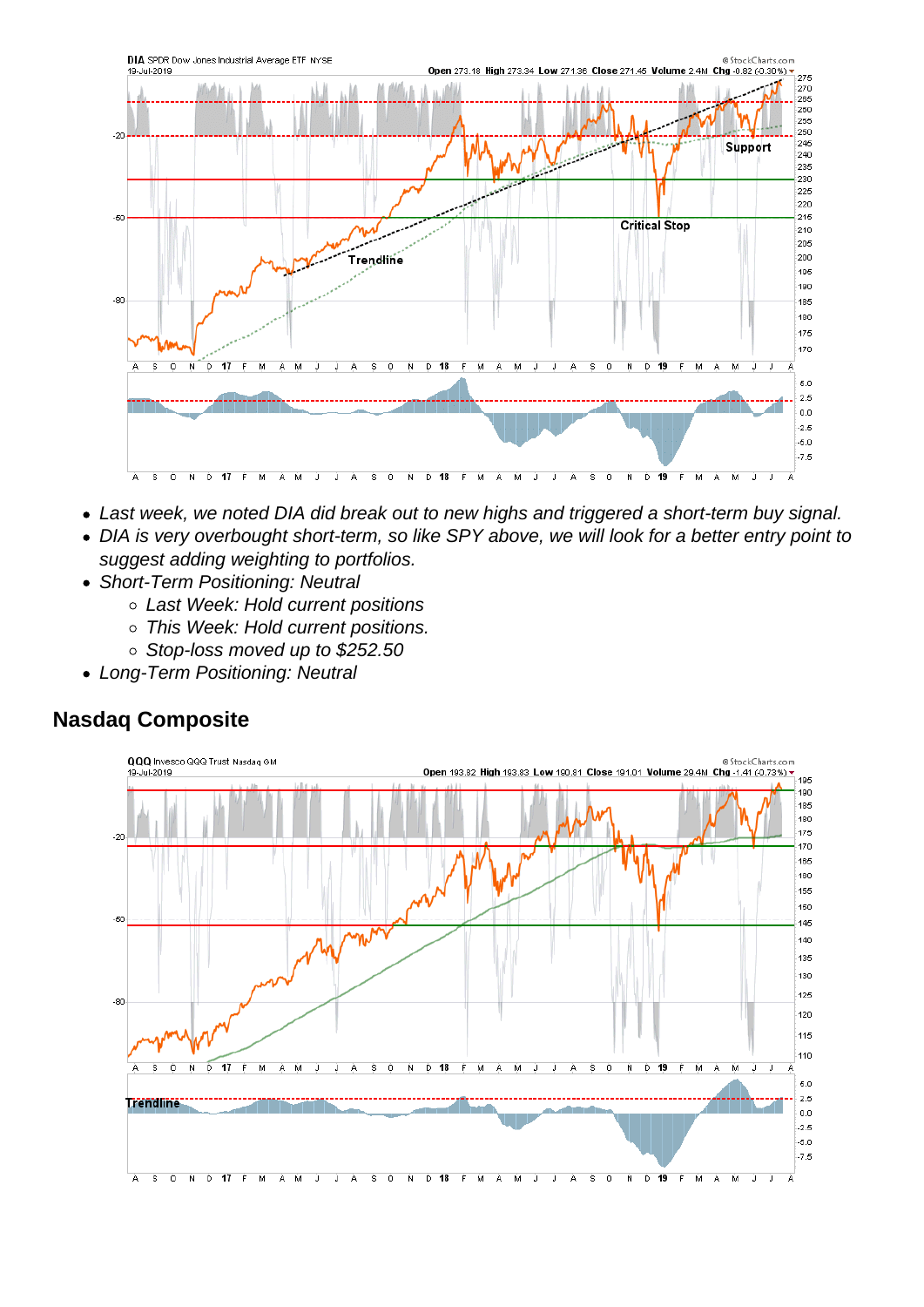- *Last week, we noted DIA did break out to new highs and triggered a short-term buy signal.*
- *DIA is very overbought short-term, so like SPY above, we will look for a better entry point to suggest adding weighting to portfolios.*
- *Short-Term Positioning: Neutral*
  - *Last Week: Hold current positions*
  - *This Week: Hold current positions.*
  - *Stop-loss moved up to $252.50*
- *Long-Term Positioning: Neutral*

## Nasdaq Composite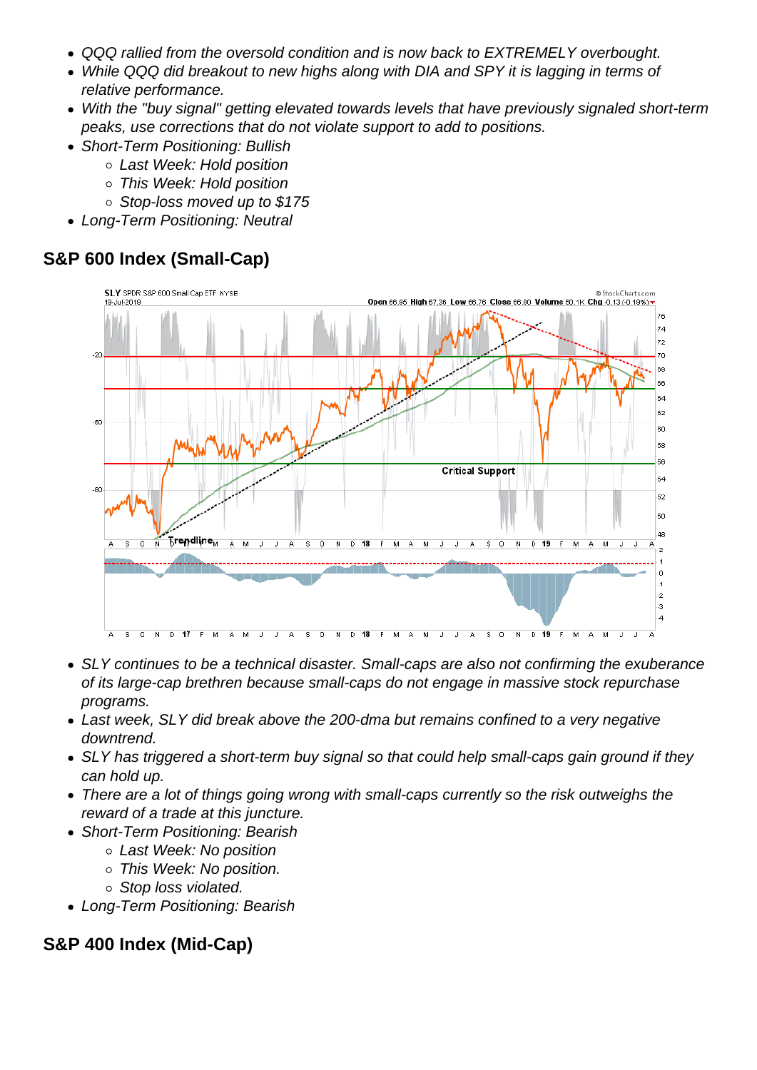- *QQQ rallied from the oversold condition and is now back to EXTREMELY overbought.*
- *While QQQ did breakout to new highs along with DIA and SPY it is lagging in terms of relative performance.*
- *With the "buy signal" getting elevated towards levels that have previously signaled short-term peaks, use corrections that do not violate support to add to positions.*
- *Short-Term Positioning: Bullish*
  - *Last Week: Hold position*
  - *This Week: Hold position*
  - *Stop-loss moved up to $175*
- *Long-Term Positioning: Neutral*

## S&P 600 Index (Small-Cap)

- *SLY continues to be a technical disaster. Small-caps are also not confirming the exuberance of its large-cap brethren because small-caps do not engage in massive stock repurchase programs.*
- *Last week, SLY did break above the 200-dma but remains confined to a very negative downtrend.*
- *SLY has triggered a short-term buy signal so that could help small-caps gain ground if they can hold up.*
- *There are a lot of things going wrong with small-caps currently so the risk outweighs the reward of a trade at this juncture.*
- *Short-Term Positioning: Bearish*
  - *Last Week: No position*
  - *This Week: No position.*
  - *Stop loss violated.*
- *Long-Term Positioning: Bearish*

## S&P 400 Index (Mid-Cap)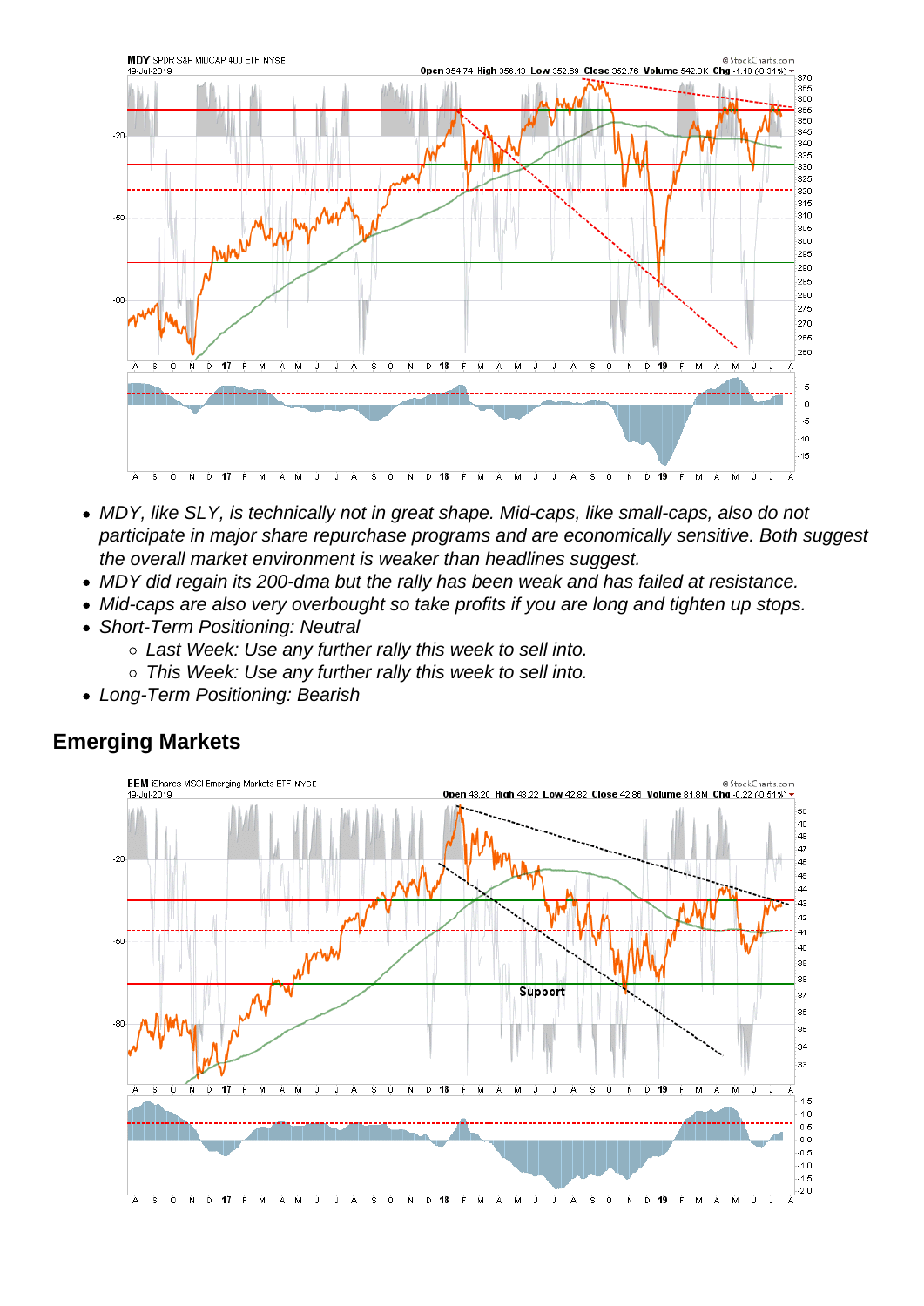- MDY, like SLY, is technically not in great shape. Mid-caps, like small-caps, also do not participate in major share repurchase programs and are economically sensitive. Both suggest the overall market environment is weaker than headlines suggest.
- MDY did regain its 200-dma but the rally has been weak and has failed at resistance.
- Mid-caps are also very overbought so take profits if you are long and tighten up stops.
- Short-Term Positioning: Neutral
  - Last Week: Use any further rally this week to sell into.
  - This Week: Use any further rally this week to sell into.
- Long-Term Positioning: Bearish

## Emerging Markets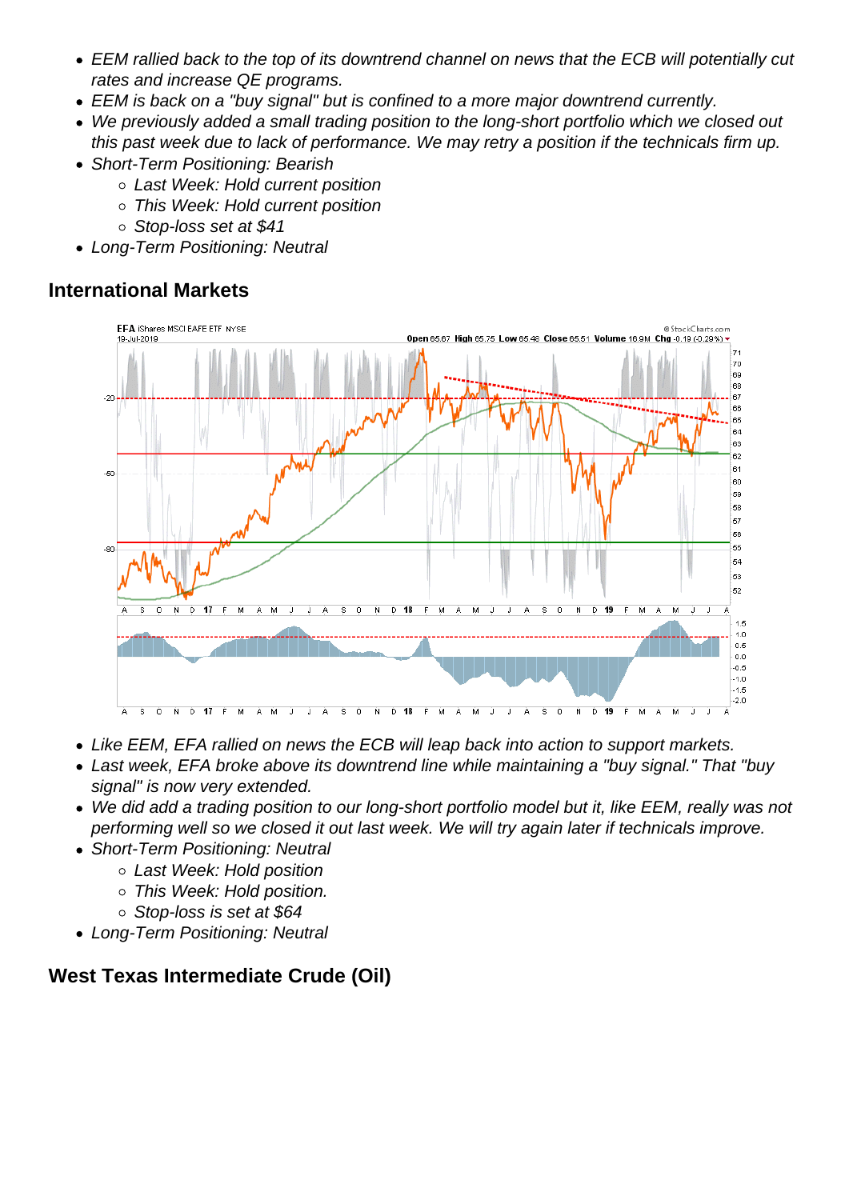- *EEM rallied back to the top of its downtrend channel on news that the ECB will potentially cut rates and increase QE programs.*
- *EEM is back on a "buy signal" but is confined to a more major downtrend currently.*
- *We previously added a small trading position to the long-short portfolio which we closed out this past week due to lack of performance. We may retry a position if the technicals firm up.*
- *Short-Term Positioning: Bearish*
  - *Last Week: Hold current position*
  - *This Week: Hold current position*
  - *Stop-loss set at $41*
- *Long-Term Positioning: Neutral*

## International Markets

- *Like EEM, EFA rallied on news the ECB will leap back into action to support markets.*
- *Last week, EFA broke above its downtrend line while maintaining a "buy signal." That "buy signal" is now very extended.*
- *We did add a trading position to our long-short portfolio model but it, like EEM, really was not performing well so we closed it out last week. We will try again later if technicals improve.*
- *Short-Term Positioning: Neutral*
  - *Last Week: Hold position*
  - *This Week: Hold position.*
  - *Stop-loss is set at $64*
- *Long-Term Positioning: Neutral*

## West Texas Intermediate Crude (Oil)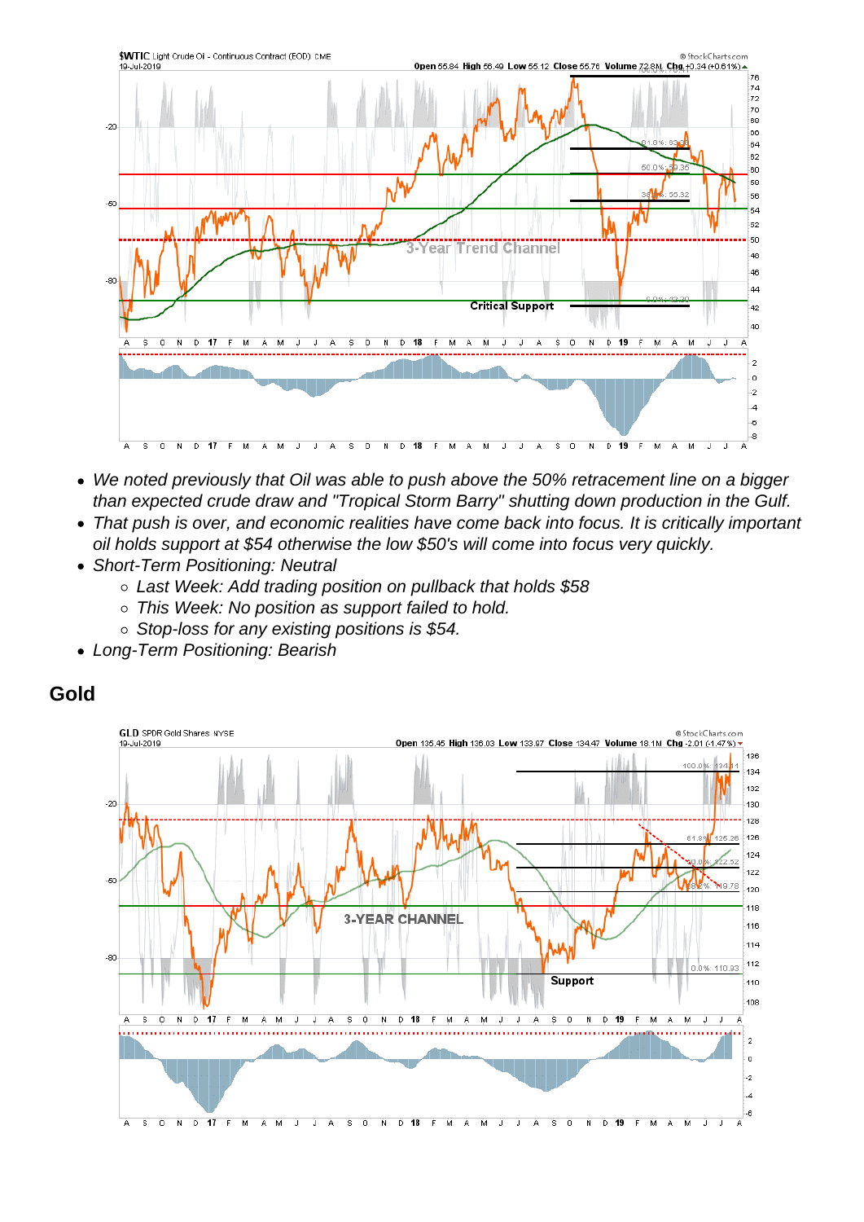- *We noted previously that Oil was able to push above the 50% retracement line on a bigger than expected crude draw and "Tropical Storm Barry" shutting down production in the Gulf.*
- *That push is over, and economic realities have come back into focus. It is critically important oil holds support at $54 otherwise the low $50's will come into focus very quickly.*
- *Short-Term Positioning: Neutral*
  - *Last Week: Add trading position on pullback that holds $58*
  - *This Week: No position as support failed to hold.*
  - *Stop-loss for any existing positions is $54.*
- *Long-Term Positioning: Bearish*

## Gold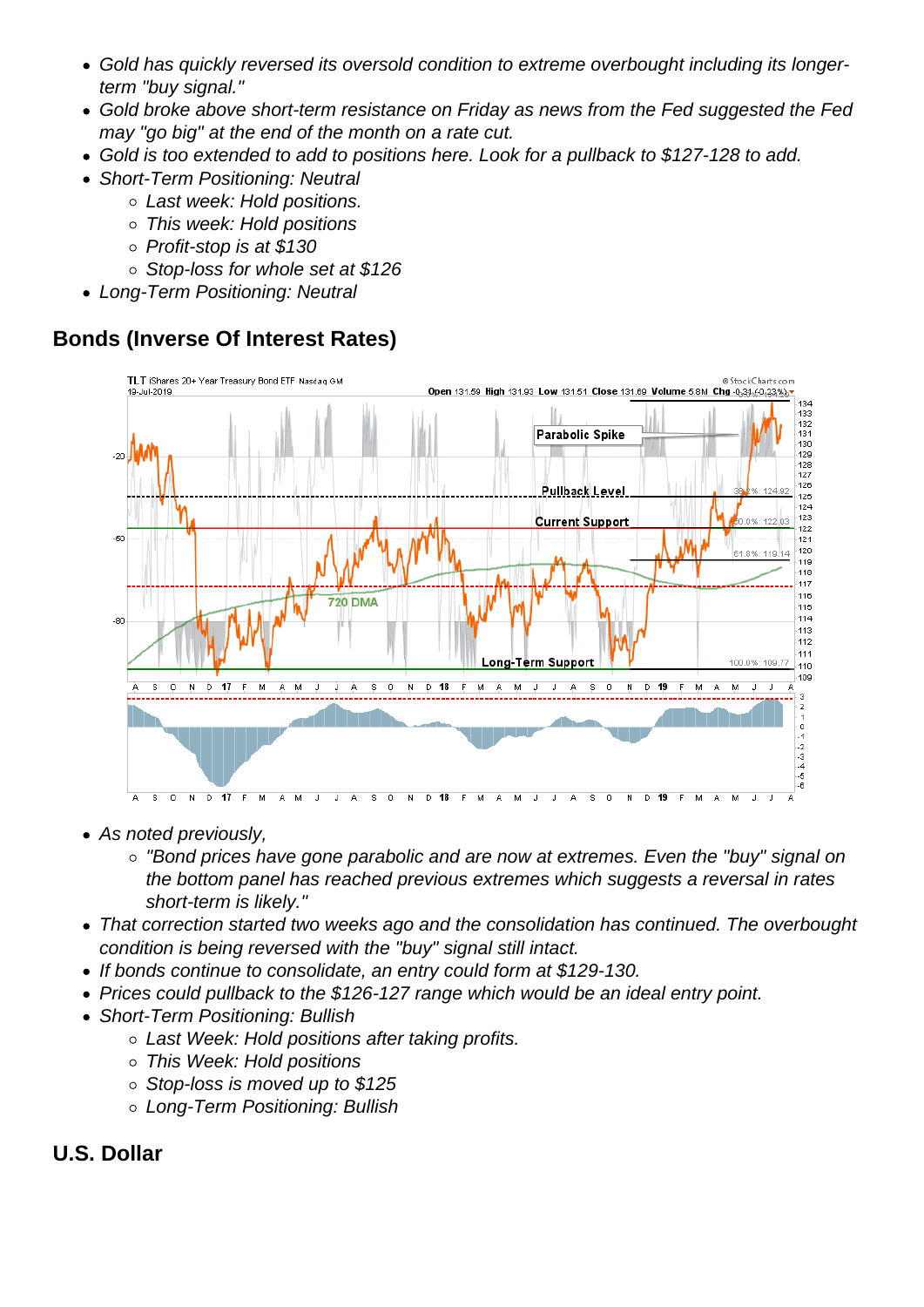- *Gold has quickly reversed its oversold condition to extreme overbought including its longer-term "buy signal."*
- *Gold broke above short-term resistance on Friday as news from the Fed suggested the Fed may "go big" at the end of the month on a rate cut.*
- *Gold is too extended to add to positions here. Look for a pullback to $127-128 to add.*
- *Short-Term Positioning: Neutral*
    - *Last week: Hold positions.*
    - *This week: Hold positions*
    - *Profit-stop is at $130*
    - *Stop-loss for whole set at $126*
- *Long-Term Positioning: Neutral*

## Bonds (Inverse Of Interest Rates)

- *As noted previously,*
    - *"Bond prices have gone parabolic and are now at extremes. Even the "buy" signal on the bottom panel has reached previous extremes which suggests a reversal in rates short-term is likely."*
- *That correction started two weeks ago and the consolidation has continued. The overbought condition is being reversed with the "buy" signal still intact.*
- *If bonds continue to consolidate, an entry could form at $129-130.*
- *Prices could pullback to the $126-127 range which would be an ideal entry point.*
- *Short-Term Positioning: Bullish*
    - *Last Week: Hold positions after taking profits.*
    - *This Week: Hold positions*
    - *Stop-loss is moved up to $125*
    - *Long-Term Positioning: Bullish*

## U.S. Dollar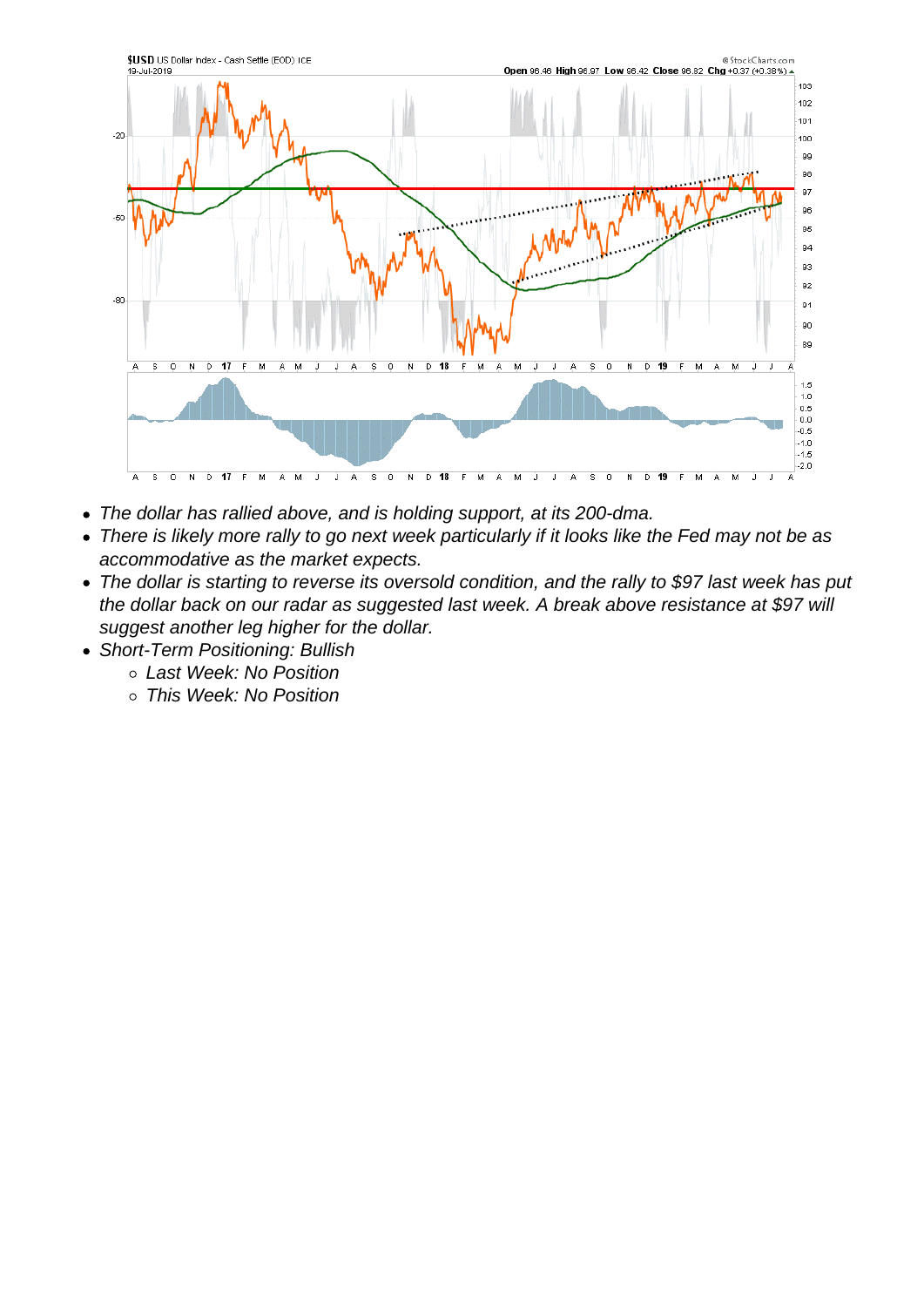$USD US Dollar Index - Cash Settle (EOD) ICE
19-Jul-2019
@StockCharts.com
Open 96.46 High 96.97 Low 96.42 Close 96.82 Chg +0.37 (+0.38%)

- *The dollar has rallied above, and is holding support, at its 200-dma.*
- *There is likely more rally to go next week particularly if it looks like the Fed may not be as accommodative as the market expects.*
- *The dollar is starting to reverse its oversold condition, and the rally to $97 last week has put the dollar back on our radar as suggested last week. A break above resistance at $97 will suggest another leg higher for the dollar.*
- *Short-Term Positioning: Bullish*
  - *Last Week: No Position*
  - *This Week: No Position*